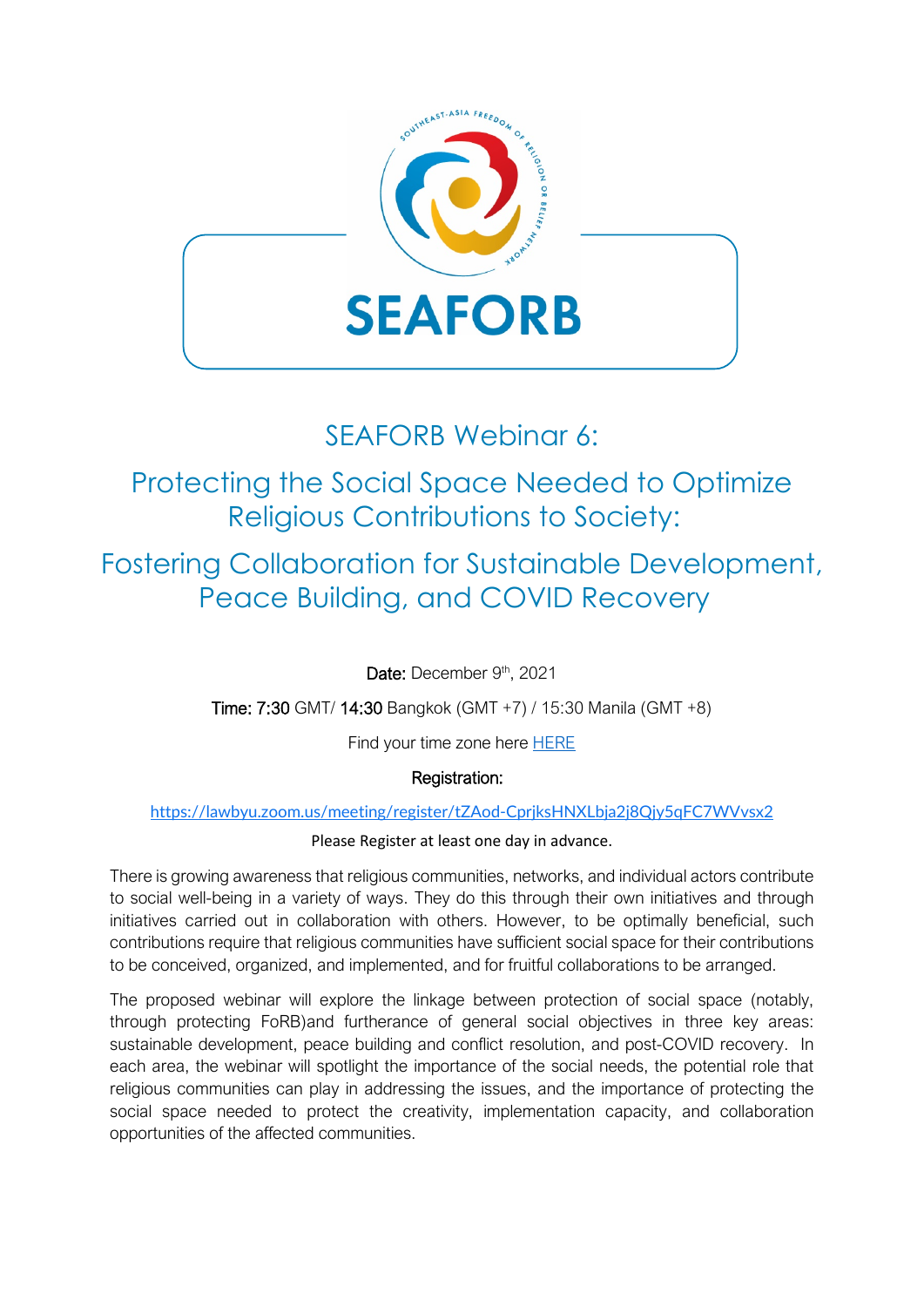SOUTHEAST-ASIA FREEDOM OF RELIGION OR BELIEF NETWORK

**SEAFORB**

# SEAFORB Webinar 6:

## Protecting the Social Space Needed to Optimize Religious Contributions to Society:

## Fostering Collaboration for Sustainable Development, Peace Building, and COVID Recovery

**Date:** December 9th, 2021

**Time: 7:30** GMT/ **14:30** Bangkok (GMT +7) / 15:30 Manila (GMT +8)

Find your time zone here [HERE]

**Registration:**

https://lawbyu.zoom.us/meeting/register/tZAod-CprjksHNXLbja2j8Qjy5qFC7WVvsx2

Please Register at least one day in advance.

There is growing awareness that religious communities, networks, and individual actors contribute to social well-being in a variety of ways. They do this through their own initiatives and through initiatives carried out in collaboration with others. However, to be optimally beneficial, such contributions require that religious communities have sufficient social space for their contributions to be conceived, organized, and implemented, and for fruitful collaborations to be arranged.

The proposed webinar will explore the linkage between protection of social space (notably, through protecting FoRB)and furtherance of general social objectives in three key areas: sustainable development, peace building and conflict resolution, and post-COVID recovery. In each area, the webinar will spotlight the importance of the social needs, the potential role that religious communities can play in addressing the issues, and the importance of protecting the social space needed to protect the creativity, implementation capacity, and collaboration opportunities of the affected communities.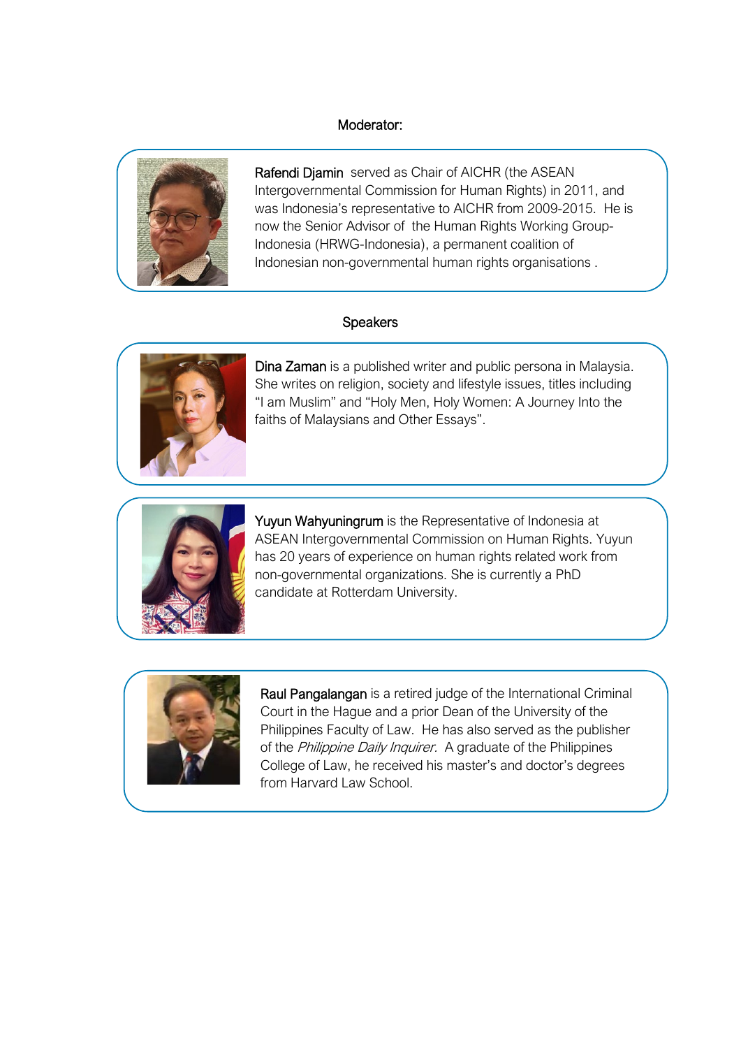Moderator:

**Rafendi Djamin** served as Chair of AICHR (the ASEAN Intergovernmental Commission for Human Rights) in 2011, and was Indonesia's representative to AICHR from 2009-2015. He is now the Senior Advisor of the Human Rights Working Group-Indonesia (HRWG-Indonesia), a permanent coalition of Indonesian non-governmental human rights organisations .

Speakers

**Dina Zaman** is a published writer and public persona in Malaysia. She writes on religion, society and lifestyle issues, titles including "I am Muslim" and "Holy Men, Holy Women: A Journey Into the faiths of Malaysians and Other Essays".

**Yuyun Wahyuningrum** is the Representative of Indonesia at ASEAN Intergovernmental Commission on Human Rights. Yuyun has 20 years of experience on human rights related work from non-governmental organizations. She is currently a PhD candidate at Rotterdam University.

**Raul Pangalangan** is a retired judge of the International Criminal Court in the Hague and a prior Dean of the University of the Philippines Faculty of Law. He has also served as the publisher of the *Philippine Daily Inquirer*. A graduate of the Philippines College of Law, he received his master's and doctor's degrees from Harvard Law School.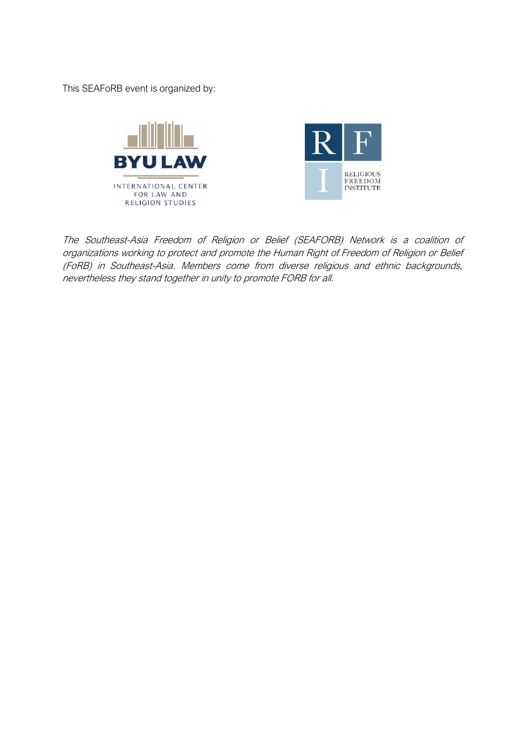This SEAFoRB event is organized by:

BYU LAW
INTERNATIONAL CENTER FOR LAW AND RELIGION STUDIES

RELIGIOUS FREEDOM INSTITUTE

*The Southeast-Asia Freedom of Religion or Belief (SEAFORB) Network is a coalition of organizations working to protect and promote the Human Right of Freedom of Religion or Belief (FoRB) in Southeast-Asia. Members come from diverse religious and ethnic backgrounds, nevertheless they stand together in unity to promote FORB for all.*